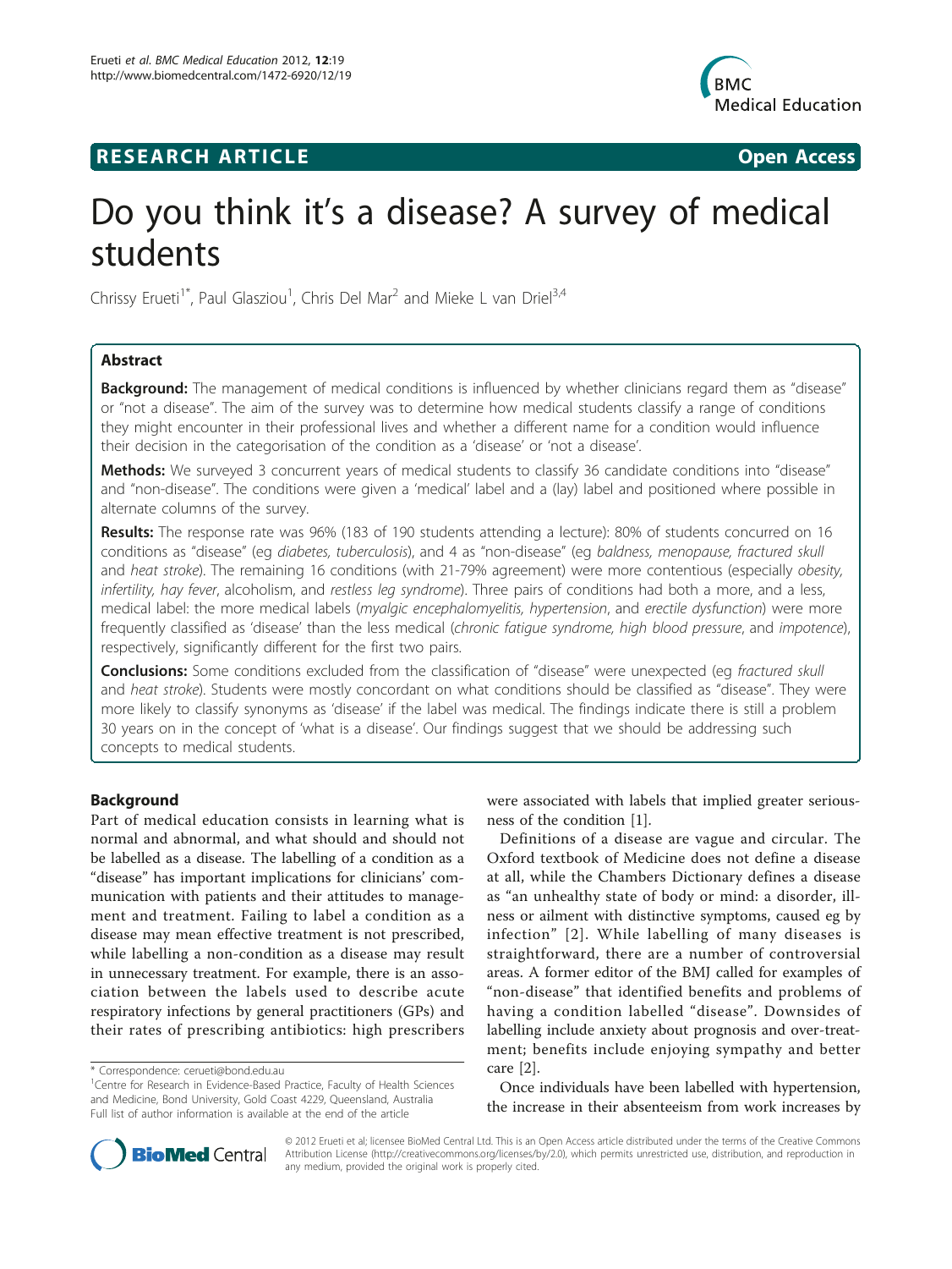RESEARCH ARTICLE

Open Access

# Do you think it's a disease? A survey of medical students

Chrissy Erueti[1*], Paul Glasziou[1], Chris Del Mar[2] and Mieke L van Driel[3,4]

## Abstract

**Background:** The management of medical conditions is influenced by whether clinicians regard them as "disease" or "not a disease". The aim of the survey was to determine how medical students classify a range of conditions they might encounter in their professional lives and whether a different name for a condition would influence their decision in the categorisation of the condition as a 'disease' or 'not a disease'.

**Methods:** We surveyed 3 concurrent years of medical students to classify 36 candidate conditions into "disease" and "non-disease". The conditions were given a 'medical' label and a (lay) label and positioned where possible in alternate columns of the survey.

**Results:** The response rate was 96% (183 of 190 students attending a lecture): 80% of students concurred on 16 conditions as "disease" (eg *diabetes, tuberculosis*), and 4 as "non-disease" (eg *baldness, menopause, fractured skull* and *heat stroke*). The remaining 16 conditions (with 21-79% agreement) were more contentious (especially *obesity, infertility, hay fever*, alcoholism, and *restless leg syndrome*). Three pairs of conditions had both a more, and a less, medical label: the more medical labels (*myalgic encephalomyelitis, hypertension*, and *erectile dysfunction*) were more frequently classified as 'disease' than the less medical (*chronic fatigue syndrome, high blood pressure*, and *impotence*), respectively, significantly different for the first two pairs.

**Conclusions:** Some conditions excluded from the classification of "disease" were unexpected (eg *fractured skull* and *heat stroke*). Students were mostly concordant on what conditions should be classified as "disease". They were more likely to classify synonyms as 'disease' if the label was medical. The findings indicate there is still a problem 30 years on in the concept of 'what is a disease'. Our findings suggest that we should be addressing such concepts to medical students.

## Background

Part of medical education consists in learning what is normal and abnormal, and what should and should not be labelled as a disease. The labelling of a condition as a "disease" has important implications for clinicians' communication with patients and their attitudes to management and treatment. Failing to label a condition as a disease may mean effective treatment is not prescribed, while labelling a non-condition as a disease may result in unnecessary treatment. For example, there is an association between the labels used to describe acute respiratory infections by general practitioners (GPs) and their rates of prescribing antibiotics: high prescribers were associated with labels that implied greater seriousness of the condition [1].

Definitions of a disease are vague and circular. The Oxford textbook of Medicine does not define a disease at all, while the Chambers Dictionary defines a disease as "an unhealthy state of body or mind: a disorder, illness or ailment with distinctive symptoms, caused eg by infection" [2]. While labelling of many diseases is straightforward, there are a number of controversial areas. A former editor of the BMJ called for examples of "non-disease" that identified benefits and problems of having a condition labelled "disease". Downsides of labelling include anxiety about prognosis and over-treatment; benefits include enjoying sympathy and better care [2].

Once individuals have been labelled with hypertension, the increase in their absenteeism from work increases by

\* Correspondence: cerueti@bond.edu.au
[1]Centre for Research in Evidence-Based Practice, Faculty of Health Sciences and Medicine, Bond University, Gold Coast 4229, Queensland, Australia
Full list of author information is available at the end of the article

© 2012 Erueti et al; licensee BioMed Central Ltd. This is an Open Access article distributed under the terms of the Creative Commons Attribution License (http://creativecommons.org/licenses/by/2.0), which permits unrestricted use, distribution, and reproduction in any medium, provided the original work is properly cited.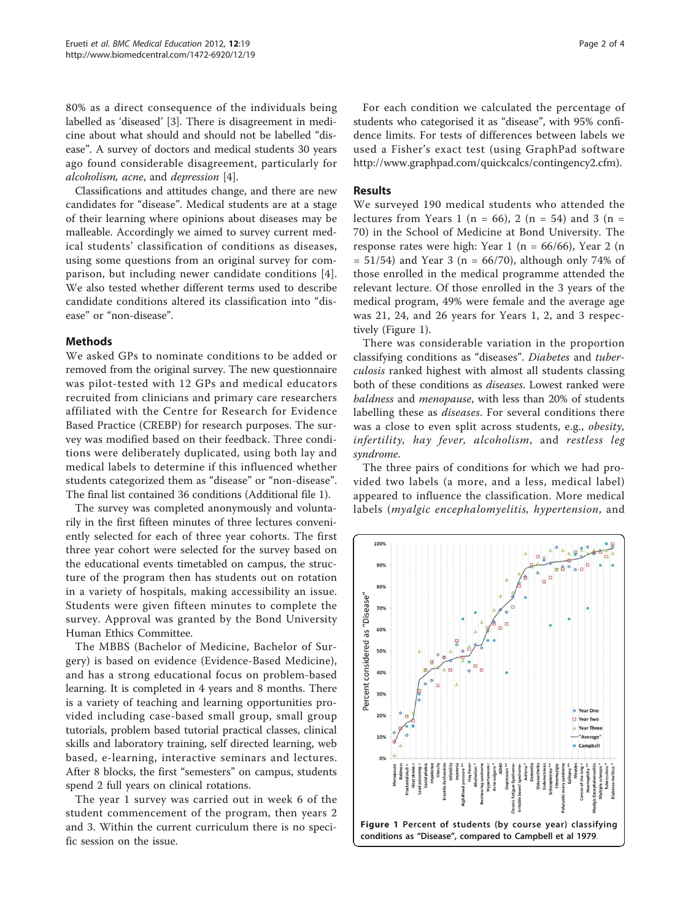80% as a direct consequence of the individuals being labelled as 'diseased' [3]. There is disagreement in medicine about what should and should not be labelled "disease". A survey of doctors and medical students 30 years ago found considerable disagreement, particularly for *alcoholism, acne*, and *depression* [4].

Classifications and attitudes change, and there are new candidates for "disease". Medical students are at a stage of their learning where opinions about diseases may be malleable. Accordingly we aimed to survey current medical students' classification of conditions as diseases, using some questions from an original survey for comparison, but including newer candidate conditions [4]. We also tested whether different terms used to describe candidate conditions altered its classification into "disease" or "non-disease".

## Methods

We asked GPs to nominate conditions to be added or removed from the original survey. The new questionnaire was pilot-tested with 12 GPs and medical educators recruited from clinicians and primary care researchers affiliated with the Centre for Research for Evidence Based Practice (CREBP) for research purposes. The survey was modified based on their feedback. Three conditions were deliberately duplicated, using both lay and medical labels to determine if this influenced whether students categorized them as "disease" or "non-disease". The final list contained 36 conditions (Additional file 1).

The survey was completed anonymously and voluntarily in the first fifteen minutes of three lectures conveniently selected for each of three year cohorts. The first three year cohort were selected for the survey based on the educational events timetabled on campus, the structure of the program then has students out on rotation in a variety of hospitals, making accessibility an issue. Students were given fifteen minutes to complete the survey. Approval was granted by the Bond University Human Ethics Committee.

The MBBS (Bachelor of Medicine, Bachelor of Surgery) is based on evidence (Evidence-Based Medicine), and has a strong educational focus on problem-based learning. It is completed in 4 years and 8 months. There is a variety of teaching and learning opportunities provided including case-based small group, small group tutorials, problem based tutorial practical classes, clinical skills and laboratory training, self directed learning, web based, e-learning, interactive seminars and lectures. After 8 blocks, the first "semesters" on campus, students spend 2 full years on clinical rotations.

The year 1 survey was carried out in week 6 of the student commencement of the program, then years 2 and 3. Within the current curriculum there is no specific session on the issue.

For each condition we calculated the percentage of students who categorised it as "disease", with 95% confidence limits. For tests of differences between labels we used a Fisher's exact test (using GraphPad software http://www.graphpad.com/quickcalcs/contingency2.cfm).

## Results

We surveyed 190 medical students who attended the lectures from Years 1 (n = 66), 2 (n = 54) and 3 (n = 70) in the School of Medicine at Bond University. The response rates were high: Year 1 (n = 66/66), Year 2 (n = 51/54) and Year 3 (n = 66/70), although only 74% of those enrolled in the medical programme attended the relevant lecture. Of those enrolled in the 3 years of the medical program, 49% were female and the average age was 21, 24, and 26 years for Years 1, 2, and 3 respectively (Figure 1).

There was considerable variation in the proportion classifying conditions as "diseases". *Diabetes* and *tuberculosis* ranked highest with almost all students classing both of these conditions as *diseases*. Lowest ranked were *baldness* and *menopause*, with less than 20% of students labelling these as *diseases*. For several conditions there was a close to even split across students, e.g., *obesity, infertility, hay fever, alcoholism*, and *restless leg syndrome*.

The three pairs of conditions for which we had provided two labels (a more, and a less, medical label) appeared to influence the classification. More medical labels (*myalgic encephalomyelitis, hypertension*, and

**Figure 1 Percent of students (by course year) classifying conditions as "Disease", compared to Campbell et al 1979.**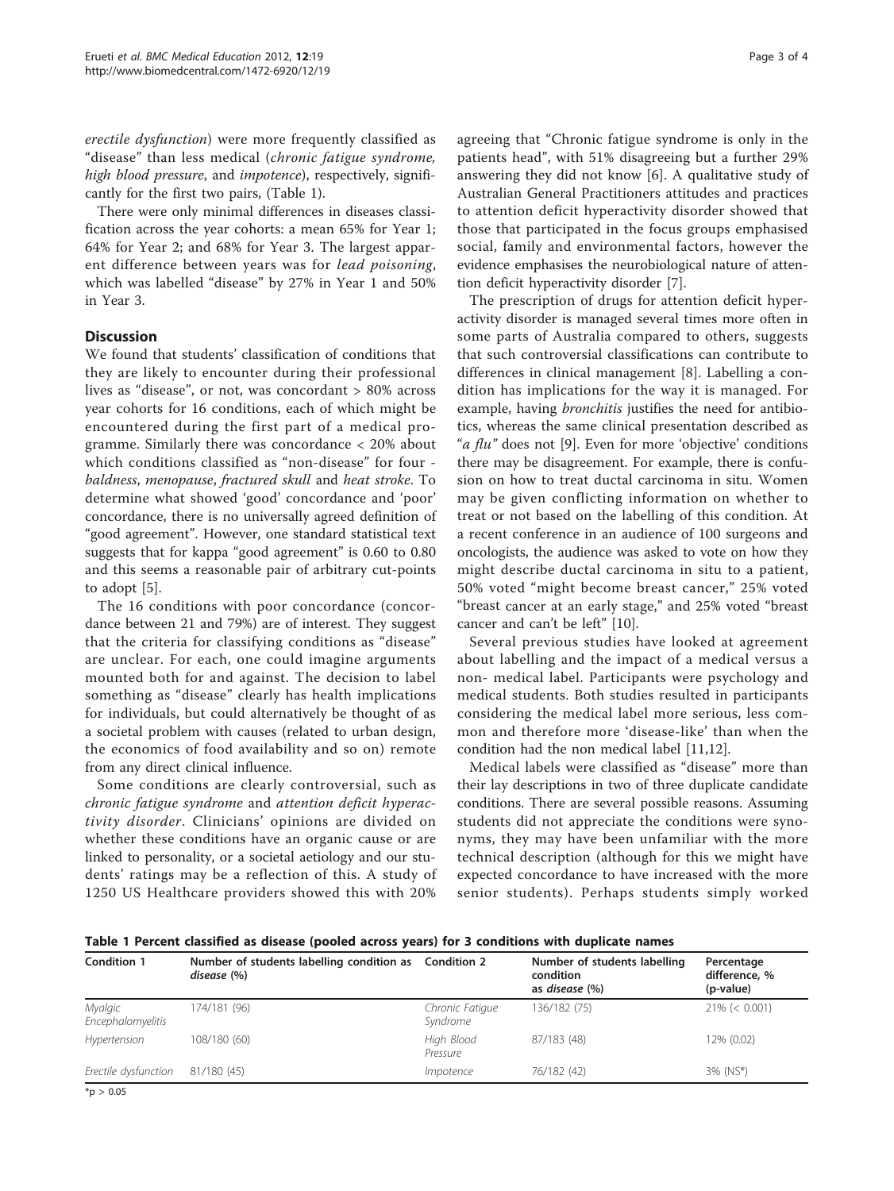*erectile dysfunction*) were more frequently classified as "disease" than less medical (*chronic fatigue syndrome, high blood pressure*, and *impotence*), respectively, significantly for the first two pairs, (Table 1).

There were only minimal differences in diseases classification across the year cohorts: a mean 65% for Year 1; 64% for Year 2; and 68% for Year 3. The largest apparent difference between years was for *lead poisoning*, which was labelled "disease" by 27% in Year 1 and 50% in Year 3.

## Discussion

We found that students' classification of conditions that they are likely to encounter during their professional lives as "disease", or not, was concordant > 80% across year cohorts for 16 conditions, each of which might be encountered during the first part of a medical programme. Similarly there was concordance < 20% about which conditions classified as "non-disease" for four - *baldness*, *menopause*, *fractured skull* and *heat stroke*. To determine what showed 'good' concordance and 'poor' concordance, there is no universally agreed definition of "good agreement". However, one standard statistical text suggests that for kappa "good agreement" is 0.60 to 0.80 and this seems a reasonable pair of arbitrary cut-points to adopt [5].

The 16 conditions with poor concordance (concordance between 21 and 79%) are of interest. They suggest that the criteria for classifying conditions as "disease" are unclear. For each, one could imagine arguments mounted both for and against. The decision to label something as "disease" clearly has health implications for individuals, but could alternatively be thought of as a societal problem with causes (related to urban design, the economics of food availability and so on) remote from any direct clinical influence.

Some conditions are clearly controversial, such as *chronic fatigue syndrome* and *attention deficit hyperactivity disorder*. Clinicians' opinions are divided on whether these conditions have an organic cause or are linked to personality, or a societal aetiology and our students' ratings may be a reflection of this. A study of 1250 US Healthcare providers showed this with 20% agreeing that "Chronic fatigue syndrome is only in the patients head", with 51% disagreeing but a further 29% answering they did not know [6]. A qualitative study of Australian General Practitioners attitudes and practices to attention deficit hyperactivity disorder showed that those that participated in the focus groups emphasised social, family and environmental factors, however the evidence emphasises the neurobiological nature of attention deficit hyperactivity disorder [7].

The prescription of drugs for attention deficit hyperactivity disorder is managed several times more often in some parts of Australia compared to others, suggests that such controversial classifications can contribute to differences in clinical management [8]. Labelling a condition has implications for the way it is managed. For example, having *bronchitis* justifies the need for antibiotics, whereas the same clinical presentation described as "*a flu*" does not [9]. Even for more 'objective' conditions there may be disagreement. For example, there is confusion on how to treat ductal carcinoma in situ. Women may be given conflicting information on whether to treat or not based on the labelling of this condition. At a recent conference in an audience of 100 surgeons and oncologists, the audience was asked to vote on how they might describe ductal carcinoma in situ to a patient, 50% voted "might become breast cancer," 25% voted "breast cancer at an early stage," and 25% voted "breast cancer and can't be left" [10].

Several previous studies have looked at agreement about labelling and the impact of a medical versus a non- medical label. Participants were psychology and medical students. Both studies resulted in participants considering the medical label more serious, less common and therefore more 'disease-like' than when the condition had the non medical label [11,12].

Medical labels were classified as "disease" more than their lay descriptions in two of three duplicate candidate conditions. There are several possible reasons. Assuming students did not appreciate the conditions were synonyms, they may have been unfamiliar with the more technical description (although for this we might have expected concordance to have increased with the more senior students). Perhaps students simply worked

**Table 1 Percent classified as disease (pooled across years) for 3 conditions with duplicate names**

| Condition 1 | Number of students labelling condition as *disease* (%) | Condition 2 | Number of students labelling condition as *disease* (%) | Percentage difference, % (p-value) |
|---|---|---|---|---|
| *Myalgic Encephalomyelitis* | 174/181 (96) | *Chronic Fatigue Syndrome* | 136/182 (75) | 21% (< 0.001) |
| *Hypertension* | 108/180 (60) | *High Blood Pressure* | 87/183 (48) | 12% (0.02) |
| *Erectile dysfunction* | 81/180 (45) | *Impotence* | 76/182 (42) | 3% (NS*) |

*p > 0.05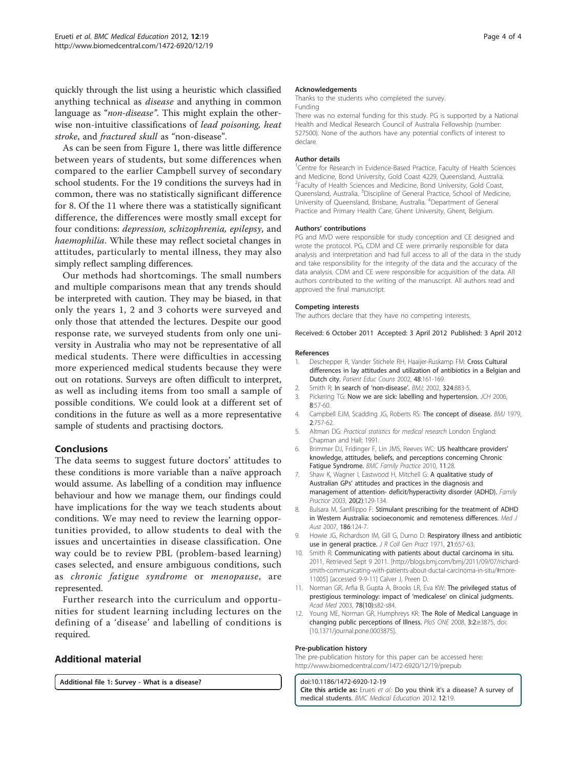quickly through the list using a heuristic which classified anything technical as *disease* and anything in common language as "*non-disease*". This might explain the otherwise non-intuitive classifications of *lead poisoning, heat stroke*, and *fractured skull* as "non-disease".

As can be seen from Figure 1, there was little difference between years of students, but some differences when compared to the earlier Campbell survey of secondary school students. For the 19 conditions the surveys had in common, there was no statistically significant difference for 8. Of the 11 where there was a statistically significant difference, the differences were mostly small except for four conditions: *depression, schizophrenia, epilepsy*, and *haemophilia*. While these may reflect societal changes in attitudes, particularly to mental illness, they may also simply reflect sampling differences.

Our methods had shortcomings. The small numbers and multiple comparisons mean that any trends should be interpreted with caution. They may be biased, in that only the years 1, 2 and 3 cohorts were surveyed and only those that attended the lectures. Despite our good response rate, we surveyed students from only one university in Australia who may not be representative of all medical students. There were difficulties in accessing more experienced medical students because they were out on rotations. Surveys are often difficult to interpret, as well as including items from too small a sample of possible conditions. We could look at a different set of conditions in the future as well as a more representative sample of students and practising doctors.

## Conclusions

The data seems to suggest future doctors' attitudes to these conditions is more variable than a naïve approach would assume. As labelling of a condition may influence behaviour and how we manage them, our findings could have implications for the way we teach students about conditions. We may need to review the learning opportunities provided, to allow students to deal with the issues and uncertainties in disease classification. One way could be to review PBL (problem-based learning) cases selected, and ensure ambiguous conditions, such as *chronic fatigue syndrome* or *menopause*, are represented.

Further research into the curriculum and opportunities for student learning including lectures on the defining of a 'disease' and labelling of conditions is required.

## Additional material

Additional file 1: Survey - What is a disease?

#### Acknowledgements

Thanks to the students who completed the survey.

Funding

There was no external funding for this study. PG is supported by a National Health and Medical Research Council of Australia Fellowship (number: 527500). None of the authors have any potential conflicts of interest to declare.

#### Author details

[1]Centre for Research in Evidence-Based Practice, Faculty of Health Sciences and Medicine, Bond University, Gold Coast 4229, Queensland, Australia. [2]Faculty of Health Sciences and Medicine, Bond University, Gold Coast, Queensland, Australia. [3]Discipline of General Practice, School of Medicine, University of Queensland, Brisbane, Australia. [4]Department of General Practice and Primary Health Care, Ghent University, Ghent, Belgium.

#### Authors' contributions

PG and MVD were responsible for study conception and CE designed and wrote the protocol. PG, CDM and CE were primarily responsible for data analysis and interpretation and had full access to all of the data in the study and take responsibility for the integrity of the data and the accuracy of the data analysis. CDM and CE were responsible for acquisition of the data. All authors contributed to the writing of the manuscript. All authors read and approved the final manuscript.

#### Competing interests

The authors declare that they have no competing interests.

Received: 6 October 2011 Accepted: 3 April 2012 Published: 3 April 2012

#### References

1. Deschepper R, Vander Stichele RH, Haaijer-Ruskamp FM: Cross Cultural differences in lay attitudes and utilization of antibiotics in a Belgian and Dutch city. *Patient Educ Couns* 2002, 48:161-169.
2. Smith R: In search of 'non-disease'. *BMJ*; 2002, 324:883-5.
3. Pickering TG: Now we are sick: labelling and hypertension. *JCH* 2006, 8:57-60.
4. Campbell EJM, Scadding JG, Roberts RS: The concept of disease. *BMJ* 1979, 2:757-62.
5. Altman DG: *Practical statistics for medical research* London England: Chapman and Hall; 1991.
6. Brimmer DJ, Fridinger F, Lin JMS, Reeves WC: US healthcare providers' knowledge, attitudes, beliefs, and perceptions concerning Chronic Fatigue Syndrome. *BMC Family Practice* 2010, 11:28.
7. Shaw K, Wagner I, Eastwood H, Mitchell G: A qualitative study of Australian GPs' attitudes and practices in the diagnosis and management of attention- deficit/hyperactivity disorder (ADHD). *Family Practice* 2003, 20(2):129-134.
8. Bulsara M, Sanfilippo F: Stimulant prescribing for the treatment of ADHD in Western Australia: socioeconomic and remoteness differences. *Med J Aust* 2007, 186:124-7.
9. Howie JG, Richardson IM, Gill G, Durno D: Respiratory illness and antibiotic use in general practice. *J R Coll Gen Pract* 1971, 21:657-63.
10. Smith R: Communicating with patients about ductal carcinoma in situ. 2011, Retrieved Sept 9 2011. [http://blogs.bmj.com/bmj/2011/09/07/richard-smith-communicating-with-patients-about-ductal-carcinoma-in-situ/#more-11005] [accessed 9-9-11] Calver J, Preen D.
11. Norman GR, Arfia B, Gupta A, Brooks LR, Eva KW: The privileged status of prestigious terminology: impact of 'medicalese' on clinical judgments. *Acad Med* 2003, 78(10):s82-s84.
12. Young ME, Norman GR, Humphreys KR: The Role of Medical Language in changing public perceptions of Illness. *PloS ONE* 2008, 3:2:e3875, doi: [10.1371/journal.pone.0003875].

#### Pre-publication history

The pre-publication history for this paper can be accessed here: http://www.biomedcentral.com/1472-6920/12/19/prepub

doi:10.1186/1472-6920-12-19

**Cite this article as:** Erueti *et al.*: Do you think it's a disease? A survey of medical students. *BMC Medical Education* 2012 12:19.